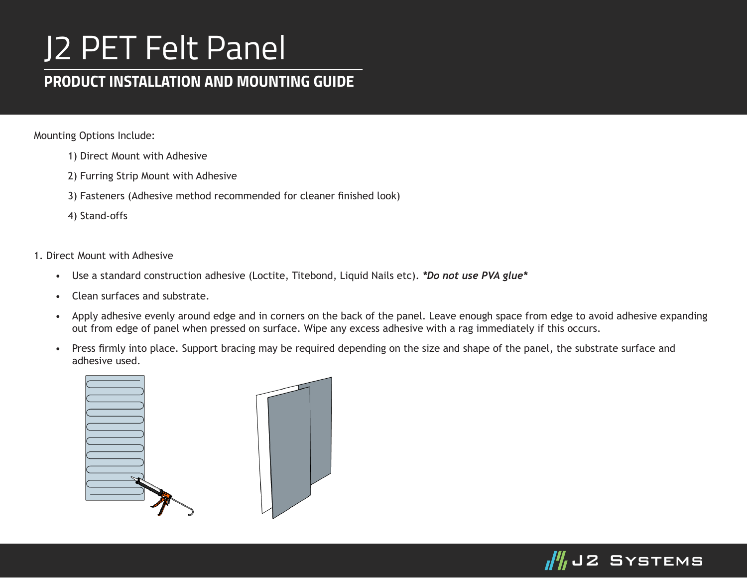# J2 PET Felt Panel

## PRODUCT INSTALLATION AND MOUNTING GUIDE

Mounting Options Include:

1) Direct Mount with Adhesive
2) Furring Strip Mount with Adhesive
3) Fasteners (Adhesive method recommended for cleaner finished look)
4) Stand-offs

1. Direct Mount with Adhesive

- Use a standard construction adhesive (Loctite, Titebond, Liquid Nails etc). ***Do not use PVA glue***
- Clean surfaces and substrate.
- Apply adhesive evenly around edge and in corners on the back of the panel. Leave enough space from edge to avoid adhesive expanding out from edge of panel when pressed on surface. Wipe any excess adhesive with a rag immediately if this occurs.
- Press firmly into place. Support bracing may be required depending on the size and shape of the panel, the substrate surface and adhesive used.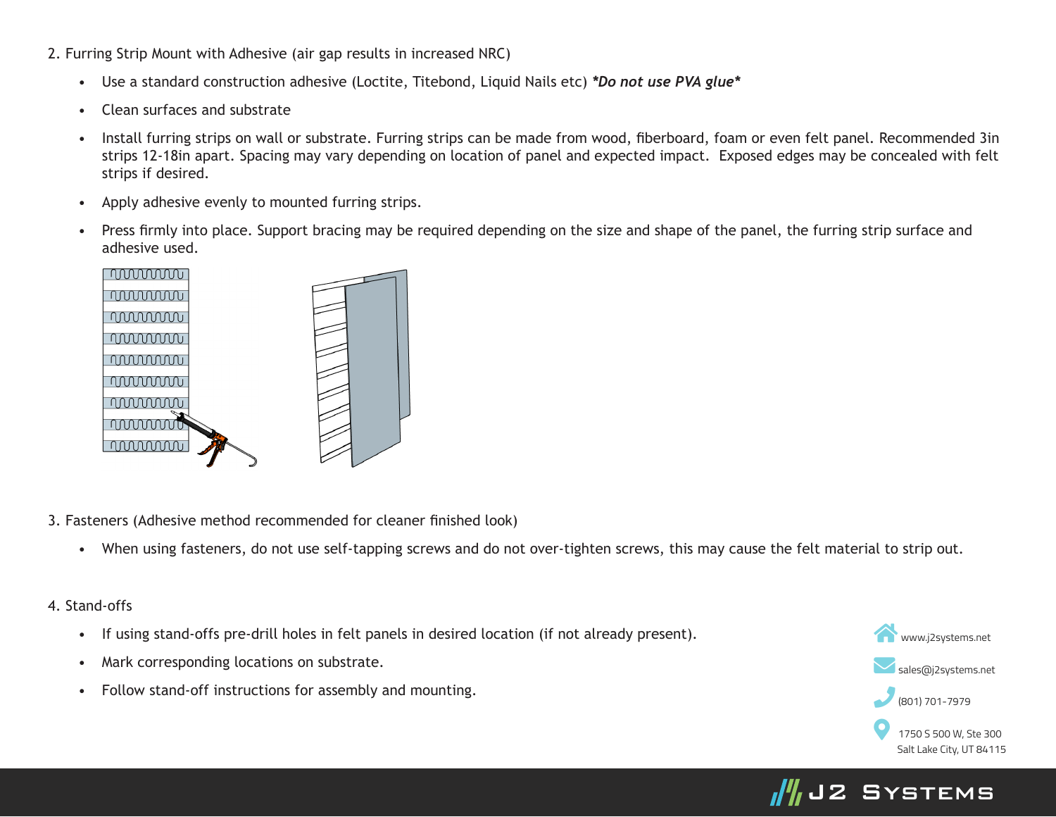2. Furring Strip Mount with Adhesive (air gap results in increased NRC)

   - Use a standard construction adhesive (Loctite, Titebond, Liquid Nails etc) ***Do not use PVA glue***
   - Clean surfaces and substrate
   - Install furring strips on wall or substrate. Furring strips can be made from wood, fiberboard, foam or even felt panel. Recommended 3in strips 12-18in apart. Spacing may vary depending on location of panel and expected impact. Exposed edges may be concealed with felt strips if desired.
   - Apply adhesive evenly to mounted furring strips.
   - Press firmly into place. Support bracing may be required depending on the size and shape of the panel, the furring strip surface and adhesive used.

3. Fasteners (Adhesive method recommended for cleaner finished look)

   - When using fasteners, do not use self-tapping screws and do not over-tighten screws, this may cause the felt material to strip out.

4. Stand-offs

   - If using stand-offs pre-drill holes in felt panels in desired location (if not already present).
   - Mark corresponding locations on substrate.
   - Follow stand-off instructions for assembly and mounting.

www.j2systems.net

sales@j2systems.net

(801) 701-7979

1750 S 500 W, Ste 300
Salt Lake City, UT 84115

J2 Systems